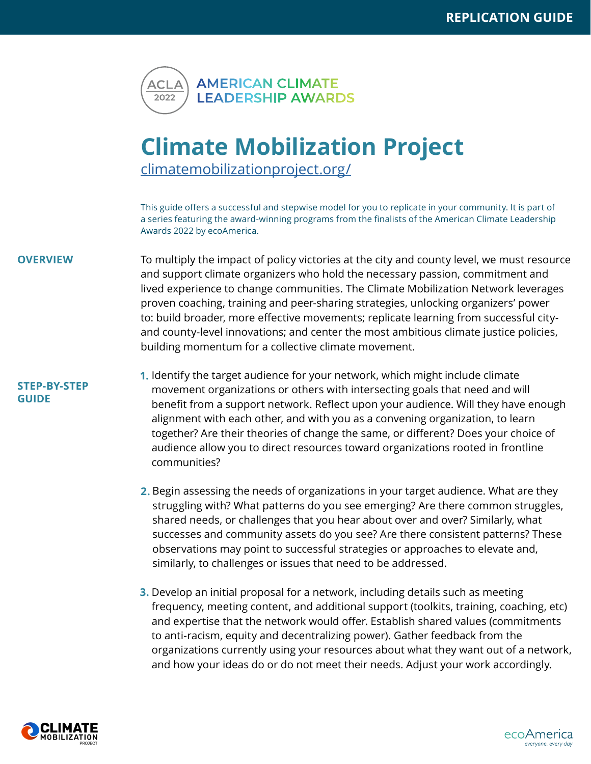REPLICATION GUIDE

ACLA 2022 AMERICAN CLIMATE LEADERSHIP AWARDS

# Climate Mobilization Project

[climatemobilizationproject.org/](climatemobilizationproject.org/)

This guide offers a successful and stepwise model for you to replicate in your community. It is part of a series featuring the award-winning programs from the finalists of the American Climate Leadership Awards 2022 by ecoAmerica.

## OVERVIEW

To multiply the impact of policy victories at the city and county level, we must resource and support climate organizers who hold the necessary passion, commitment and lived experience to change communities. The Climate Mobilization Network leverages proven coaching, training and peer-sharing strategies, unlocking organizers' power to: build broader, more effective movements; replicate learning from successful city- and county-level innovations; and center the most ambitious climate justice policies, building momentum for a collective climate movement.

## STEP-BY-STEP GUIDE

1. Identify the target audience for your network, which might include climate movement organizations or others with intersecting goals that need and will benefit from a support network. Reflect upon your audience. Will they have enough alignment with each other, and with you as a convening organization, to learn together? Are their theories of change the same, or different? Does your choice of audience allow you to direct resources toward organizations rooted in frontline communities?

2. Begin assessing the needs of organizations in your target audience. What are they struggling with? What patterns do you see emerging? Are there common struggles, shared needs, or challenges that you hear about over and over? Similarly, what successes and community assets do you see? Are there consistent patterns? These observations may point to successful strategies or approaches to elevate and, similarly, to challenges or issues that need to be addressed.

3. Develop an initial proposal for a network, including details such as meeting frequency, meeting content, and additional support (toolkits, training, coaching, etc) and expertise that the network would offer. Establish shared values (commitments to anti-racism, equity and decentralizing power). Gather feedback from the organizations currently using your resources about what they want out of a network, and how your ideas do or do not meet their needs. Adjust your work accordingly.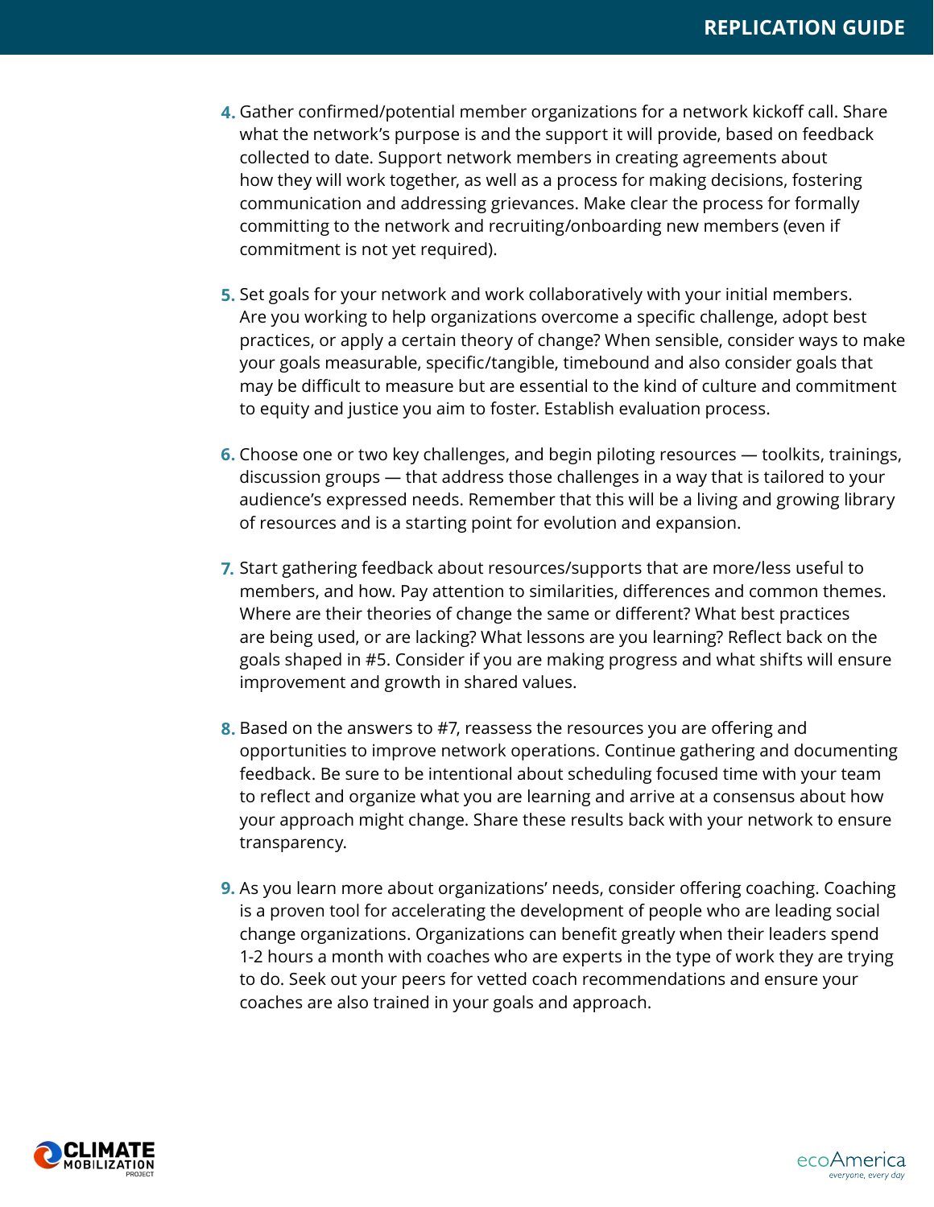4. Gather confirmed/potential member organizations for a network kickoff call. Share what the network's purpose is and the support it will provide, based on feedback collected to date. Support network members in creating agreements about how they will work together, as well as a process for making decisions, fostering communication and addressing grievances. Make clear the process for formally committing to the network and recruiting/onboarding new members (even if commitment is not yet required).

5. Set goals for your network and work collaboratively with your initial members. Are you working to help organizations overcome a specific challenge, adopt best practices, or apply a certain theory of change? When sensible, consider ways to make your goals measurable, specific/tangible, timebound and also consider goals that may be difficult to measure but are essential to the kind of culture and commitment to equity and justice you aim to foster. Establish evaluation process.

6. Choose one or two key challenges, and begin piloting resources — toolkits, trainings, discussion groups — that address those challenges in a way that is tailored to your audience's expressed needs. Remember that this will be a living and growing library of resources and is a starting point for evolution and expansion.

7. Start gathering feedback about resources/supports that are more/less useful to members, and how. Pay attention to similarities, differences and common themes. Where are their theories of change the same or different? What best practices are being used, or are lacking? What lessons are you learning? Reflect back on the goals shaped in #5. Consider if you are making progress and what shifts will ensure improvement and growth in shared values.

8. Based on the answers to #7, reassess the resources you are offering and opportunities to improve network operations. Continue gathering and documenting feedback. Be sure to be intentional about scheduling focused time with your team to reflect and organize what you are learning and arrive at a consensus about how your approach might change. Share these results back with your network to ensure transparency.

9. As you learn more about organizations' needs, consider offering coaching. Coaching is a proven tool for accelerating the development of people who are leading social change organizations. Organizations can benefit greatly when their leaders spend 1-2 hours a month with coaches who are experts in the type of work they are trying to do. Seek out your peers for vetted coach recommendations and ensure your coaches are also trained in your goals and approach.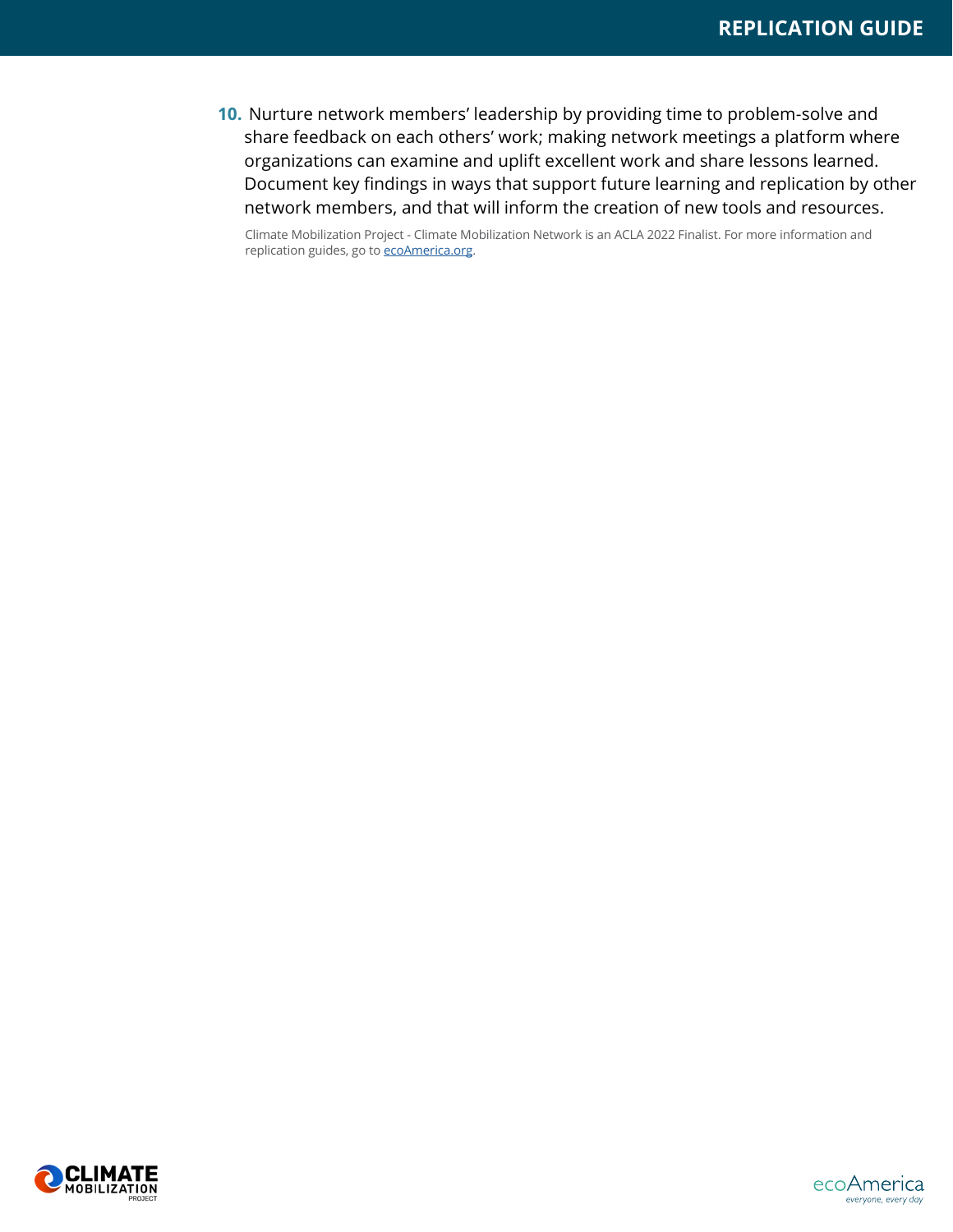10. Nurture network members' leadership by providing time to problem-solve and share feedback on each others' work; making network meetings a platform where organizations can examine and uplift excellent work and share lessons learned. Document key findings in ways that support future learning and replication by other network members, and that will inform the creation of new tools and resources.

Climate Mobilization Project - Climate Mobilization Network is an ACLA 2022 Finalist. For more information and replication guides, go to [ecoAmerica.org](ecoAmerica.org).